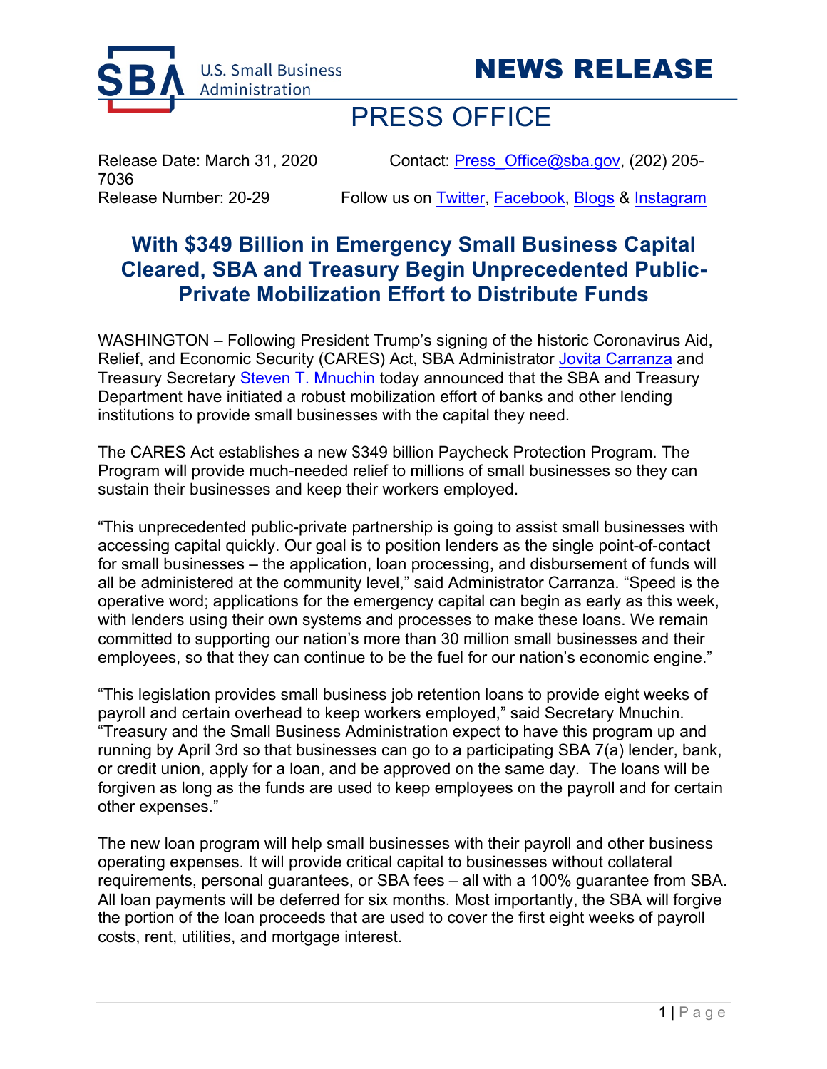# NEWS RELEASE

## PRESS OFFICE

Release Date: March 31, 2020 Contact: Press_Office@sba.gov, (202) 205-7036

Release Number: 20-29 Follow us on Twitter, Facebook, Blogs & Instagram

## With $349 Billion in Emergency Small Business Capital Cleared, SBA and Treasury Begin Unprecedented Public-Private Mobilization Effort to Distribute Funds

WASHINGTON – Following President Trump's signing of the historic Coronavirus Aid, Relief, and Economic Security (CARES) Act, SBA Administrator Jovita Carranza and Treasury Secretary Steven T. Mnuchin today announced that the SBA and Treasury Department have initiated a robust mobilization effort of banks and other lending institutions to provide small businesses with the capital they need.

The CARES Act establishes a new $349 billion Paycheck Protection Program. The Program will provide much-needed relief to millions of small businesses so they can sustain their businesses and keep their workers employed.

"This unprecedented public-private partnership is going to assist small businesses with accessing capital quickly. Our goal is to position lenders as the single point-of-contact for small businesses – the application, loan processing, and disbursement of funds will all be administered at the community level," said Administrator Carranza. "Speed is the operative word; applications for the emergency capital can begin as early as this week, with lenders using their own systems and processes to make these loans. We remain committed to supporting our nation's more than 30 million small businesses and their employees, so that they can continue to be the fuel for our nation's economic engine."

"This legislation provides small business job retention loans to provide eight weeks of payroll and certain overhead to keep workers employed," said Secretary Mnuchin. "Treasury and the Small Business Administration expect to have this program up and running by April 3rd so that businesses can go to a participating SBA 7(a) lender, bank, or credit union, apply for a loan, and be approved on the same day. The loans will be forgiven as long as the funds are used to keep employees on the payroll and for certain other expenses."

The new loan program will help small businesses with their payroll and other business operating expenses. It will provide critical capital to businesses without collateral requirements, personal guarantees, or SBA fees – all with a 100% guarantee from SBA. All loan payments will be deferred for six months. Most importantly, the SBA will forgive the portion of the loan proceeds that are used to cover the first eight weeks of payroll costs, rent, utilities, and mortgage interest.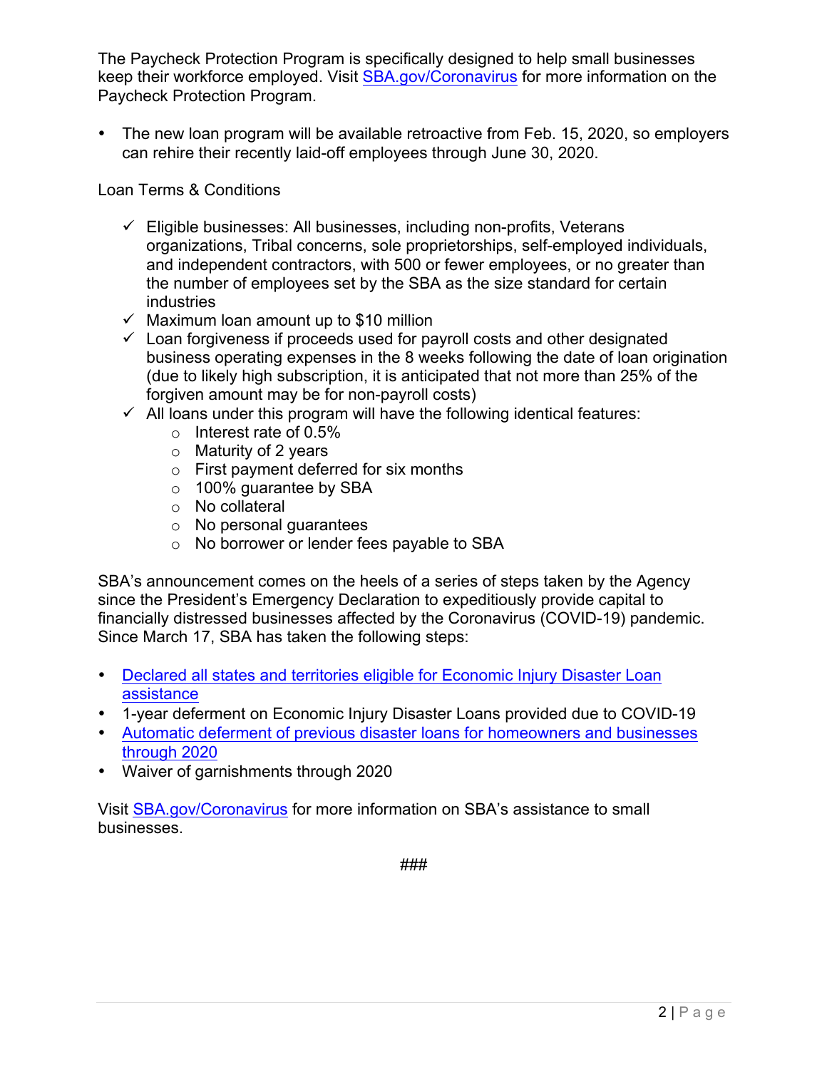The Paycheck Protection Program is specifically designed to help small businesses keep their workforce employed. Visit [SBA.gov/Coronavirus](SBA.gov/Coronavirus) for more information on the Paycheck Protection Program.

- The new loan program will be available retroactive from Feb. 15, 2020, so employers can rehire their recently laid-off employees through June 30, 2020.

Loan Terms & Conditions

- ✓ Eligible businesses: All businesses, including non-profits, Veterans organizations, Tribal concerns, sole proprietorships, self-employed individuals, and independent contractors, with 500 or fewer employees, or no greater than the number of employees set by the SBA as the size standard for certain industries
- ✓ Maximum loan amount up to $10 million
- ✓ Loan forgiveness if proceeds used for payroll costs and other designated business operating expenses in the 8 weeks following the date of loan origination (due to likely high subscription, it is anticipated that not more than 25% of the forgiven amount may be for non-payroll costs)
- ✓ All loans under this program will have the following identical features:
  - Interest rate of 0.5%
  - Maturity of 2 years
  - First payment deferred for six months
  - 100% guarantee by SBA
  - No collateral
  - No personal guarantees
  - No borrower or lender fees payable to SBA

SBA's announcement comes on the heels of a series of steps taken by the Agency since the President's Emergency Declaration to expeditiously provide capital to financially distressed businesses affected by the Coronavirus (COVID-19) pandemic. Since March 17, SBA has taken the following steps:

- Declared all states and territories eligible for Economic Injury Disaster Loan assistance
- 1-year deferment on Economic Injury Disaster Loans provided due to COVID-19
- Automatic deferment of previous disaster loans for homeowners and businesses through 2020
- Waiver of garnishments through 2020

Visit [SBA.gov/Coronavirus](SBA.gov/Coronavirus) for more information on SBA's assistance to small businesses.

###